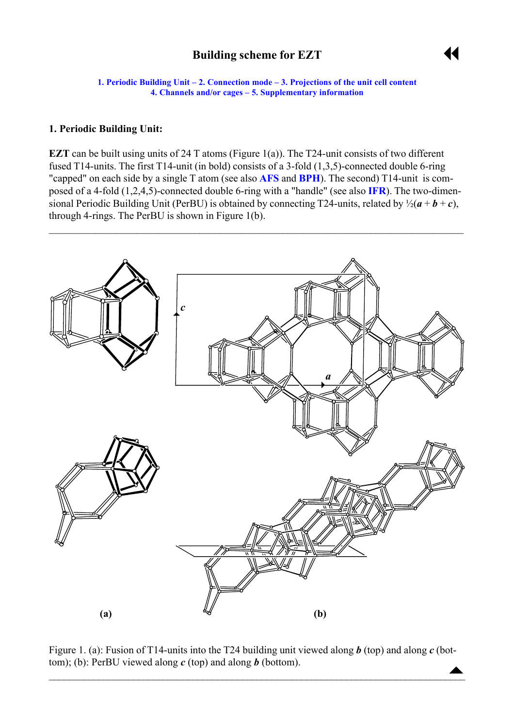# Building scheme for EZT

1. Periodic Building Unit – 2. Connection mode – 3. Projections of the unit cell content
4. Channels and/or cages – 5. Supplementary information

### 1. Periodic Building Unit:

**EZT** can be built using units of 24 T atoms (Figure 1(a)). The T24-unit consists of two different fused T14-units. The first T14-unit (in bold) consists of a 3-fold (1,3,5)-connected double 6-ring "capped" on each side by a single T atom (see also **AFS** and **BPH**). The second) T14-unit is composed of a 4-fold (1,2,4,5)-connected double 6-ring with a "handle" (see also **IFR**). The two-dimensional Periodic Building Unit (PerBU) is obtained by connecting T24-units, related by ½(***a*** + ***b*** + ***c***), through 4-rings. The PerBU is shown in Figure 1(b).

---

Figure 1. (a): Fusion of T14-units into the T24 building unit viewed along ***b*** (top) and along ***c*** (bottom); (b): PerBU viewed along ***c*** (top) and along ***b*** (bottom).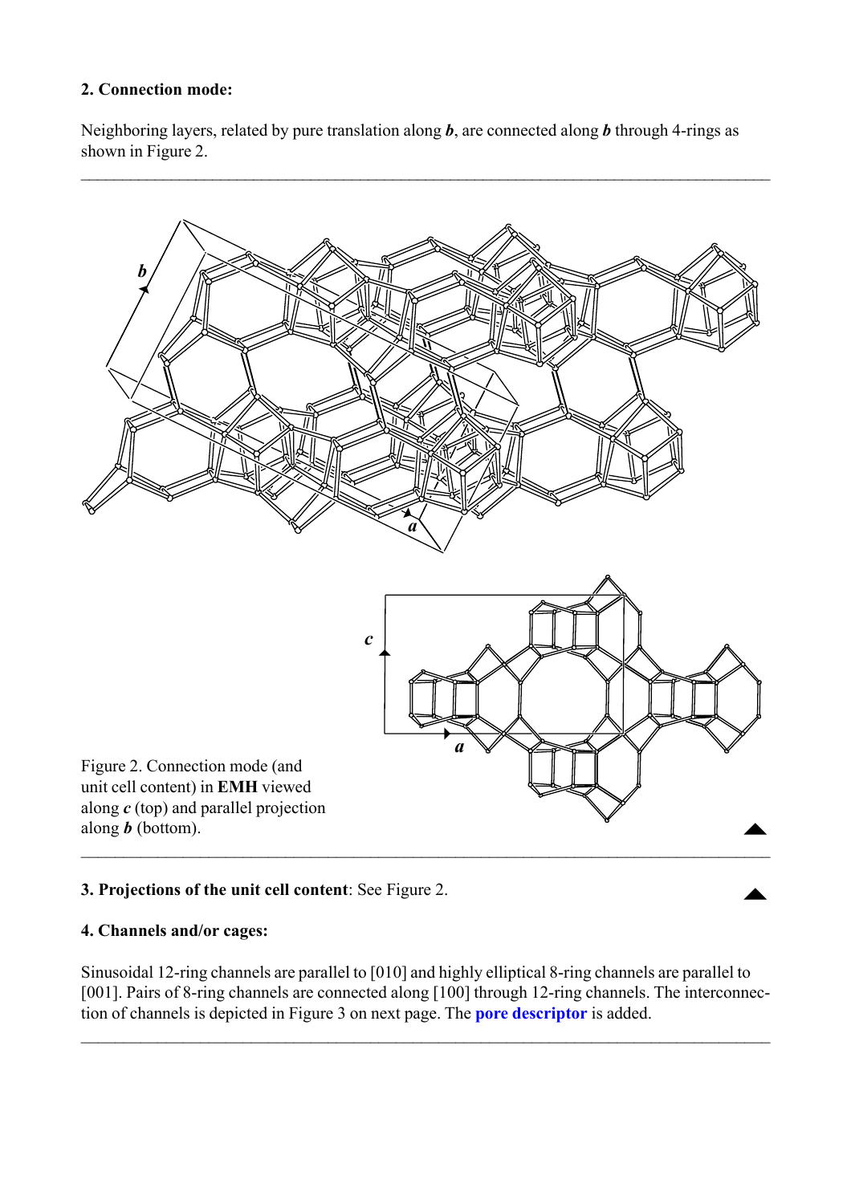**2. Connection mode:**

Neighboring layers, related by pure translation along ***b***, are connected along ***b*** through 4-rings as shown in Figure 2.

Figure 2. Connection mode (and unit cell content) in **EMH** viewed along ***c*** (top) and parallel projection along ***b*** (bottom).

**3. Projections of the unit cell content**: See Figure 2.

**4. Channels and/or cages:**

Sinusoidal 12-ring channels are parallel to [010] and highly elliptical 8-ring channels are parallel to [001]. Pairs of 8-ring channels are connected along [100] through 12-ring channels. The interconnection of channels is depicted in Figure 3 on next page. The pore descriptor is added.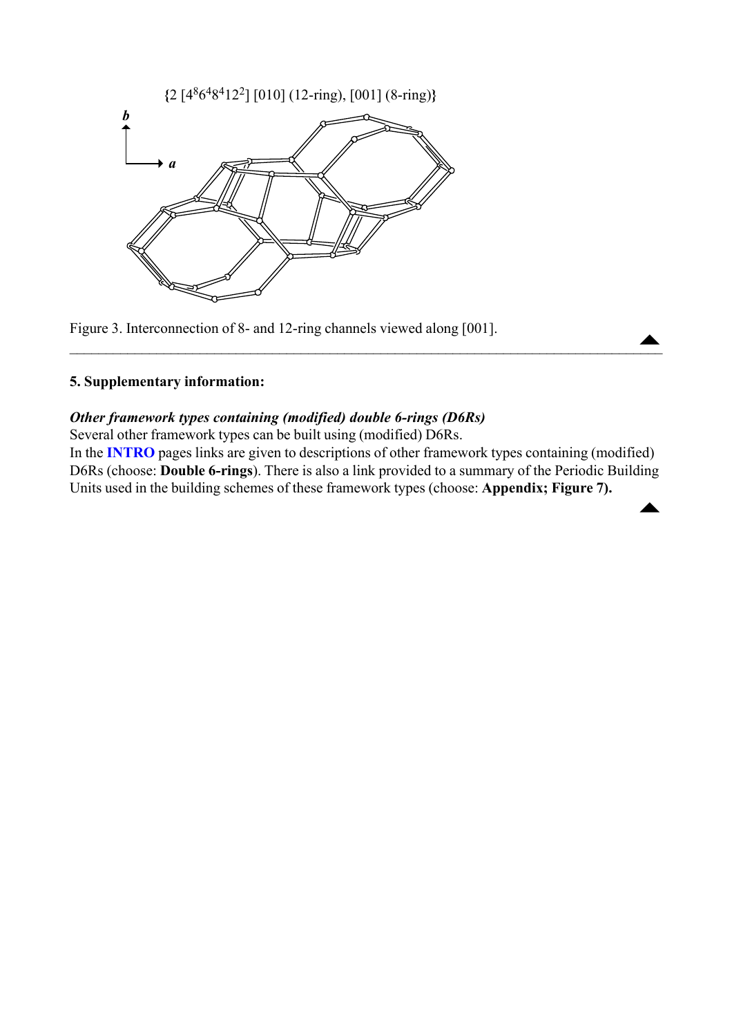{2 [$4^8 6^4 8^4 12^2$] [010] (12-ring), [001] (8-ring)}

b

a

Figure 3. Interconnection of 8- and 12-ring channels viewed along [001].

**5. Supplementary information:**

***Other framework types containing (modified) double 6-rings (D6Rs)***

Several other framework types can be built using (modified) D6Rs.
In the **INTRO** pages links are given to descriptions of other framework types containing (modified) D6Rs (choose: **Double 6-rings**). There is also a link provided to a summary of the Periodic Building Units used in the building schemes of these framework types (choose: **Appendix; Figure 7).**